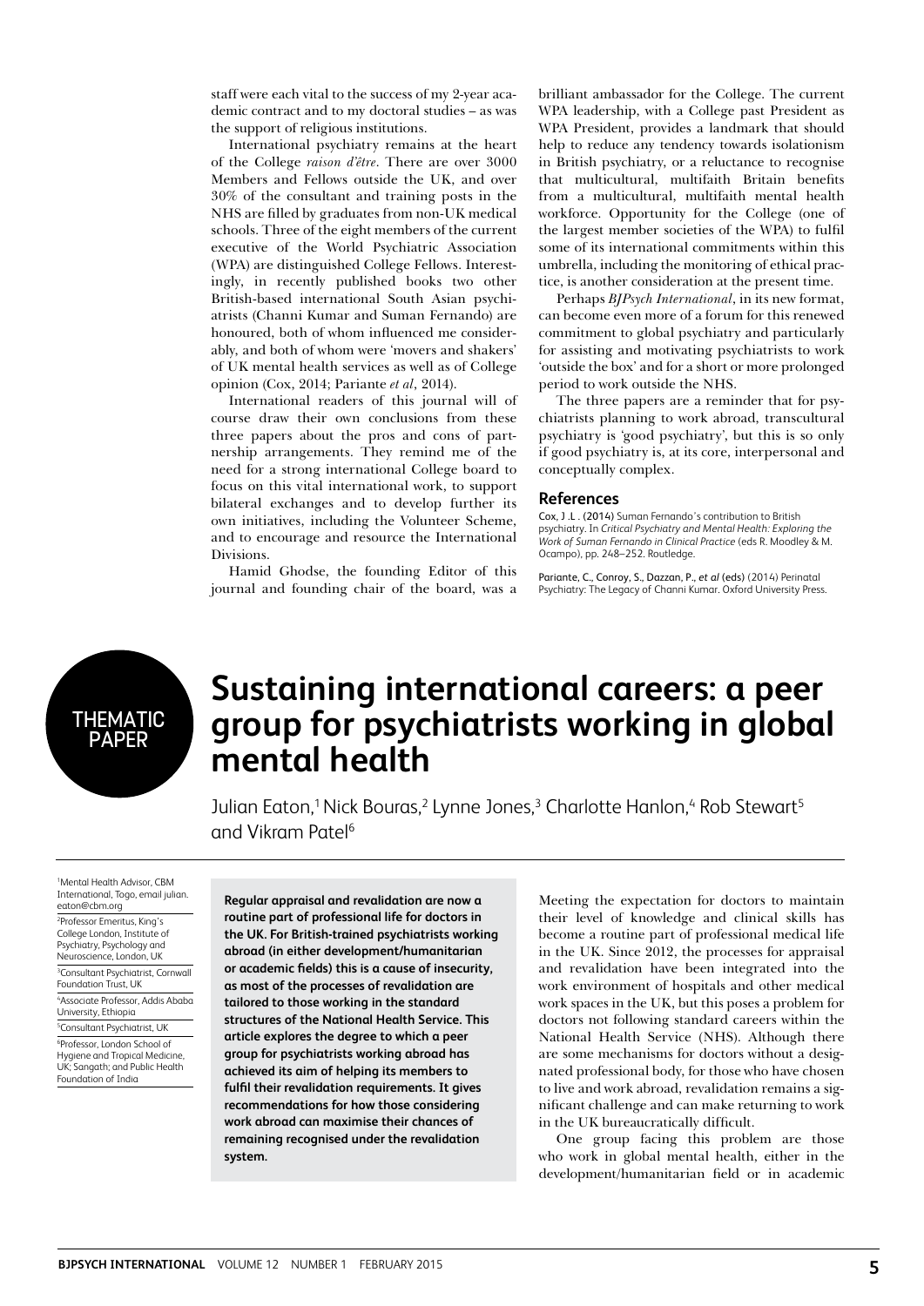staff were each vital to the success of my 2-year academic contract and to my doctoral studies – as was the support of religious institutions.

International psychiatry remains at the heart of the College *raison d'être*. There are over 3000 Members and Fellows outside the UK, and over 30% of the consultant and training posts in the NHS are filled by graduates from non-UK medical schools. Three of the eight members of the current executive of the World Psychiatric Association (WPA) are distinguished College Fellows. Interestingly, in recently published books two other British-based international South Asian psychiatrists (Channi Kumar and Suman Fernando) are honoured, both of whom influenced me considerably, and both of whom were 'movers and shakers' of UK mental health services as well as of College opinion (Cox, 2014; Pariante *et al*, 2014).

International readers of this journal will of course draw their own conclusions from these three papers about the pros and cons of partnership arrangements. They remind me of the need for a strong international College board to focus on this vital international work, to support bilateral exchanges and to develop further its own initiatives, including the Volunteer Scheme, and to encourage and resource the International Divisions.

Hamid Ghodse, the founding Editor of this journal and founding chair of the board, was a brilliant ambassador for the College. The current WPA leadership, with a College past President as WPA President, provides a landmark that should help to reduce any tendency towards isolationism in British psychiatry, or a reluctance to recognise that multicultural, multifaith Britain benefits from a multicultural, multifaith mental health workforce. Opportunity for the College (one of the largest member societies of the WPA) to fulfil some of its international commitments within this umbrella, including the monitoring of ethical practice, is another consideration at the present time.

Perhaps *BJPsych International*, in its new format, can become even more of a forum for this renewed commitment to global psychiatry and particularly for assisting and motivating psychiatrists to work 'outside the box' and for a short or more prolonged period to work outside the NHS.

The three papers are a reminder that for psychiatrists planning to work abroad, transcultural psychiatry is 'good psychiatry', but this is so only if good psychiatry is, at its core, interpersonal and conceptually complex.

## References

Cox, J.L. (2014) Suman Fernando's contribution to British psychiatry. In *Critical Psychiatry and Mental Health: Exploring the Work of Suman Fernando in Clinical Practice* (eds R. Moodley & M. Ocampo), pp. 248–252. Routledge.

Pariante, C., Conroy, S., Dazzan, P., *et al* (eds) (2014) Perinatal Psychiatry: The Legacy of Channi Kumar. Oxford University Press.

THEMATIC PAPER

# Sustaining international careers: a peer group for psychiatrists working in global mental health

Julian Eaton,[1] Nick Bouras,[2] Lynne Jones,[3] Charlotte Hanlon,[4] Rob Stewart[5] and Vikram Patel[6]

[1]Mental Health Advisor, CBM International, Togo, email julian.eaton@cbm.org

[2]Professor Emeritus, King's College London, Institute of Psychiatry, Psychology and Neuroscience, London, UK

[3]Consultant Psychiatrist, Cornwall Foundation Trust, UK

[4]Associate Professor, Addis Ababa University, Ethiopia

[5]Consultant Psychiatrist, UK

[6]Professor, London School of Hygiene and Tropical Medicine, UK; Sangath; and Public Health Foundation of India

**Regular appraisal and revalidation are now a routine part of professional life for doctors in the UK. For British-trained psychiatrists working abroad (in either development/humanitarian or academic fields) this is a cause of insecurity, as most of the processes of revalidation are tailored to those working in the standard structures of the National Health Service. This article explores the degree to which a peer group for psychiatrists working abroad has achieved its aim of helping its members to fulfil their revalidation requirements. It gives recommendations for how those considering work abroad can maximise their chances of remaining recognised under the revalidation system.**

Meeting the expectation for doctors to maintain their level of knowledge and clinical skills has become a routine part of professional medical life in the UK. Since 2012, the processes for appraisal and revalidation have been integrated into the work environment of hospitals and other medical work spaces in the UK, but this poses a problem for doctors not following standard careers within the National Health Service (NHS). Although there are some mechanisms for doctors without a designated professional body, for those who have chosen to live and work abroad, revalidation remains a significant challenge and can make returning to work in the UK bureaucratically difficult.

One group facing this problem are those who work in global mental health, either in the development/humanitarian field or in academic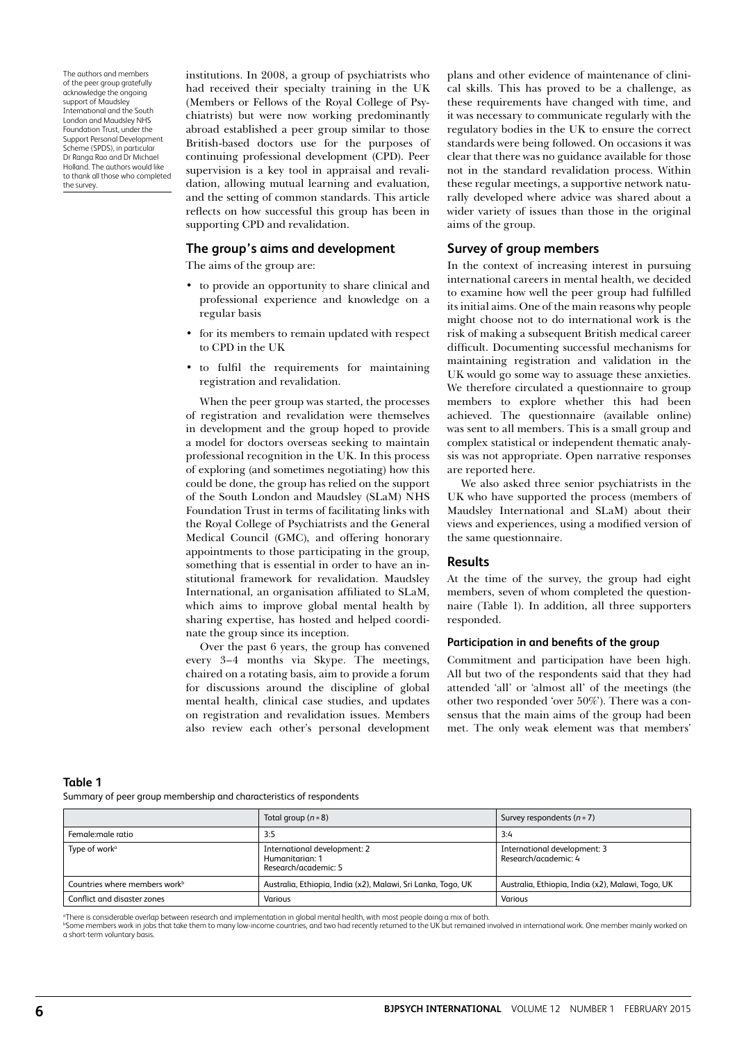The authors and members of the peer group gratefully acknowledge the ongoing support of Maudsley International and the South London and Maudsley NHS Foundation Trust, under the Support Personal Development Scheme (SPDS), in particular Dr Ranga Rao and Dr Michael Holland. The authors would like to thank all those who completed the survey.

institutions. In 2008, a group of psychiatrists who had received their specialty training in the UK (Members or Fellows of the Royal College of Psychiatrists) but were now working predominantly abroad established a peer group similar to those British-based doctors use for the purposes of continuing professional development (CPD). Peer supervision is a key tool in appraisal and revalidation, allowing mutual learning and evaluation, and the setting of common standards. This article reflects on how successful this group has been in supporting CPD and revalidation.

## The group's aims and development

The aims of the group are:

- to provide an opportunity to share clinical and professional experience and knowledge on a regular basis
- for its members to remain updated with respect to CPD in the UK
- to fulfil the requirements for maintaining registration and revalidation.

When the peer group was started, the processes of registration and revalidation were themselves in development and the group hoped to provide a model for doctors overseas seeking to maintain professional recognition in the UK. In this process of exploring (and sometimes negotiating) how this could be done, the group has relied on the support of the South London and Maudsley (SLaM) NHS Foundation Trust in terms of facilitating links with the Royal College of Psychiatrists and the General Medical Council (GMC), and offering honorary appointments to those participating in the group, something that is essential in order to have an institutional framework for revalidation. Maudsley International, an organisation affiliated to SLaM, which aims to improve global mental health by sharing expertise, has hosted and helped coordinate the group since its inception.

Over the past 6 years, the group has convened every 3–4 months via Skype. The meetings, chaired on a rotating basis, aim to provide a forum for discussions around the discipline of global mental health, clinical case studies, and updates on registration and revalidation issues. Members also review each other's personal development plans and other evidence of maintenance of clinical skills. This has proved to be a challenge, as these requirements have changed with time, and it was necessary to communicate regularly with the regulatory bodies in the UK to ensure the correct standards were being followed. On occasions it was clear that there was no guidance available for those not in the standard revalidation process. Within these regular meetings, a supportive network naturally developed where advice was shared about a wider variety of issues than those in the original aims of the group.

## Survey of group members

In the context of increasing interest in pursuing international careers in mental health, we decided to examine how well the peer group had fulfilled its initial aims. One of the main reasons why people might choose not to do international work is the risk of making a subsequent British medical career difficult. Documenting successful mechanisms for maintaining registration and validation in the UK would go some way to assuage these anxieties. We therefore circulated a questionnaire to group members to explore whether this had been achieved. The questionnaire (available online) was sent to all members. This is a small group and complex statistical or independent thematic analysis was not appropriate. Open narrative responses are reported here.

We also asked three senior psychiatrists in the UK who have supported the process (members of Maudsley International and SLaM) about their views and experiences, using a modified version of the same questionnaire.

## Results

At the time of the survey, the group had eight members, seven of whom completed the questionnaire (Table 1). In addition, all three supporters responded.

### Participation in and benefits of the group

Commitment and participation have been high. All but two of the respondents said that they had attended 'all' or 'almost all' of the meetings (the other two responded 'over 50%'). There was a consensus that the main aims of the group had been met. The only weak element was that members'

**Table 1**

Summary of peer group membership and characteristics of respondents

| | Total group ($n$ = 8) | Survey respondents ($n$ = 7) |
|---|---|---|
| Female:male ratio | 3:5 | 3:4 |
| Type of work[a] | International development: 2<br>Humanitarian: 1<br>Research/academic: 5 | International development: 3<br>Research/academic: 4 |
| Countries where members work[b] | Australia, Ethiopia, India (x2), Malawi, Sri Lanka, Togo, UK | Australia, Ethiopia, India (x2), Malawi, Togo, UK |
| Conflict and disaster zones | Various | Various |

[a]There is considerable overlap between research and implementation in global mental health, with most people doing a mix of both.
[b]Some members work in jobs that take them to many low-income countries, and two had recently returned to the UK but remained involved in international work. One member mainly worked on a short-term voluntary basis.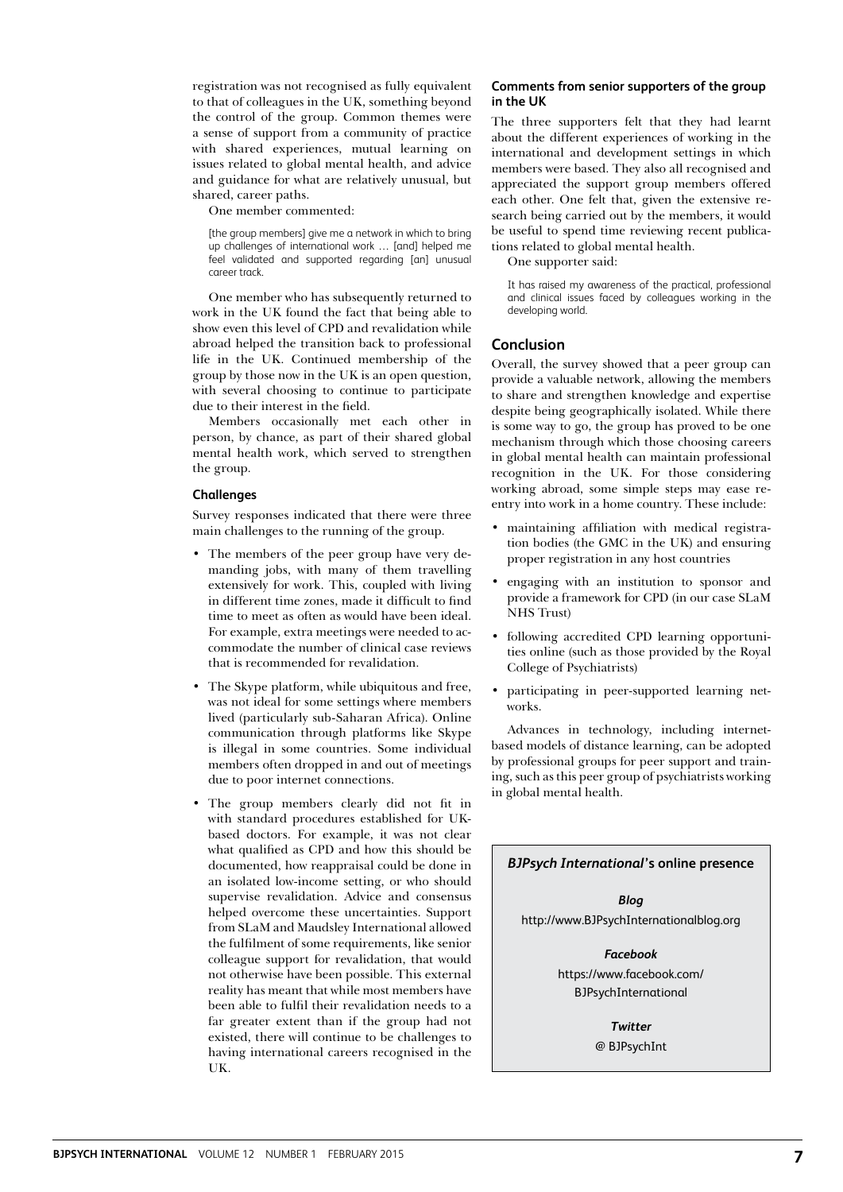registration was not recognised as fully equivalent to that of colleagues in the UK, something beyond the control of the group. Common themes were a sense of support from a community of practice with shared experiences, mutual learning on issues related to global mental health, and advice and guidance for what are relatively unusual, but shared, career paths.

One member commented:

> [the group members] give me a network in which to bring up challenges of international work … [and] helped me feel validated and supported regarding [an] unusual career track.

One member who has subsequently returned to work in the UK found the fact that being able to show even this level of CPD and revalidation while abroad helped the transition back to professional life in the UK. Continued membership of the group by those now in the UK is an open question, with several choosing to continue to participate due to their interest in the field.

Members occasionally met each other in person, by chance, as part of their shared global mental health work, which served to strengthen the group.

### Challenges

Survey responses indicated that there were three main challenges to the running of the group.

- The members of the peer group have very demanding jobs, with many of them travelling extensively for work. This, coupled with living in different time zones, made it difficult to find time to meet as often as would have been ideal. For example, extra meetings were needed to accommodate the number of clinical case reviews that is recommended for revalidation.
- The Skype platform, while ubiquitous and free, was not ideal for some settings where members lived (particularly sub-Saharan Africa). Online communication through platforms like Skype is illegal in some countries. Some individual members often dropped in and out of meetings due to poor internet connections.
- The group members clearly did not fit in with standard procedures established for UK-based doctors. For example, it was not clear what qualified as CPD and how this should be documented, how reappraisal could be done in an isolated low-income setting, or who should supervise revalidation. Advice and consensus helped overcome these uncertainties. Support from SLaM and Maudsley International allowed the fulfilment of some requirements, like senior colleague support for revalidation, that would not otherwise have been possible. This external reality has meant that while most members have been able to fulfil their revalidation needs to a far greater extent than if the group had not existed, there will continue to be challenges to having international careers recognised in the UK.

### Comments from senior supporters of the group in the UK

The three supporters felt that they had learnt about the different experiences of working in the international and development settings in which members were based. They also all recognised and appreciated the support group members offered each other. One felt that, given the extensive research being carried out by the members, it would be useful to spend time reviewing recent publications related to global mental health.

One supporter said:

> It has raised my awareness of the practical, professional and clinical issues faced by colleagues working in the developing world.

## Conclusion

Overall, the survey showed that a peer group can provide a valuable network, allowing the members to share and strengthen knowledge and expertise despite being geographically isolated. While there is some way to go, the group has proved to be one mechanism through which those choosing careers in global mental health can maintain professional recognition in the UK. For those considering working abroad, some simple steps may ease re-entry into work in a home country. These include:

- maintaining affiliation with medical registration bodies (the GMC in the UK) and ensuring proper registration in any host countries
- engaging with an institution to sponsor and provide a framework for CPD (in our case SLaM NHS Trust)
- following accredited CPD learning opportunities online (such as those provided by the Royal College of Psychiatrists)
- participating in peer-supported learning networks.

Advances in technology, including internet-based models of distance learning, can be adopted by professional groups for peer support and training, such as this peer group of psychiatrists working in global mental health.

**_BJPsych International_'s online presence**

***Blog***

http://www.BJPsychInternationalblog.org

***Facebook***

https://www.facebook.com/BJPsychInternational

***Twitter***

@ BJPsychInt